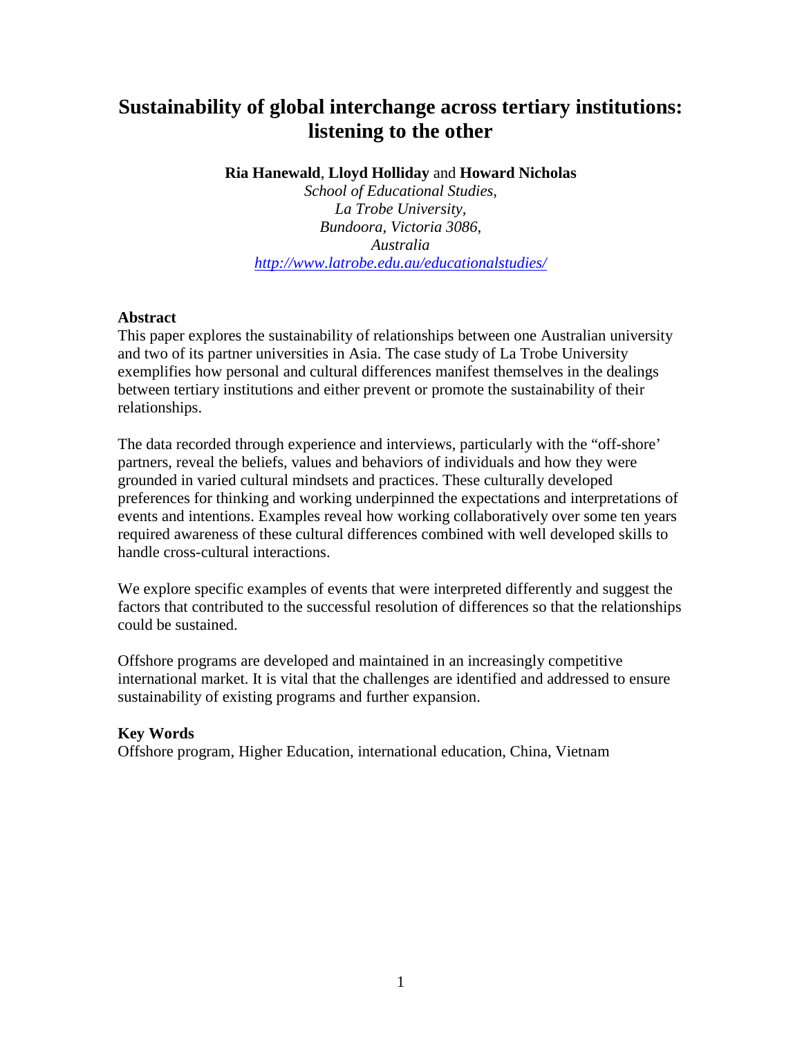# Sustainability of global interchange across tertiary institutions: listening to the other

**Ria Hanewald**, **Lloyd Holliday** and **Howard Nicholas**

*School of Educational Studies,*
*La Trobe University,*
*Bundoora, Victoria 3086,*
*Australia*
*http://www.latrobe.edu.au/educationalstudies/*

**Abstract**

This paper explores the sustainability of relationships between one Australian university and two of its partner universities in Asia. The case study of La Trobe University exemplifies how personal and cultural differences manifest themselves in the dealings between tertiary institutions and either prevent or promote the sustainability of their relationships.

The data recorded through experience and interviews, particularly with the "off-shore' partners, reveal the beliefs, values and behaviors of individuals and how they were grounded in varied cultural mindsets and practices. These culturally developed preferences for thinking and working underpinned the expectations and interpretations of events and intentions. Examples reveal how working collaboratively over some ten years required awareness of these cultural differences combined with well developed skills to handle cross-cultural interactions.

We explore specific examples of events that were interpreted differently and suggest the factors that contributed to the successful resolution of differences so that the relationships could be sustained.

Offshore programs are developed and maintained in an increasingly competitive international market. It is vital that the challenges are identified and addressed to ensure sustainability of existing programs and further expansion.

**Key Words**

Offshore program, Higher Education, international education, China, Vietnam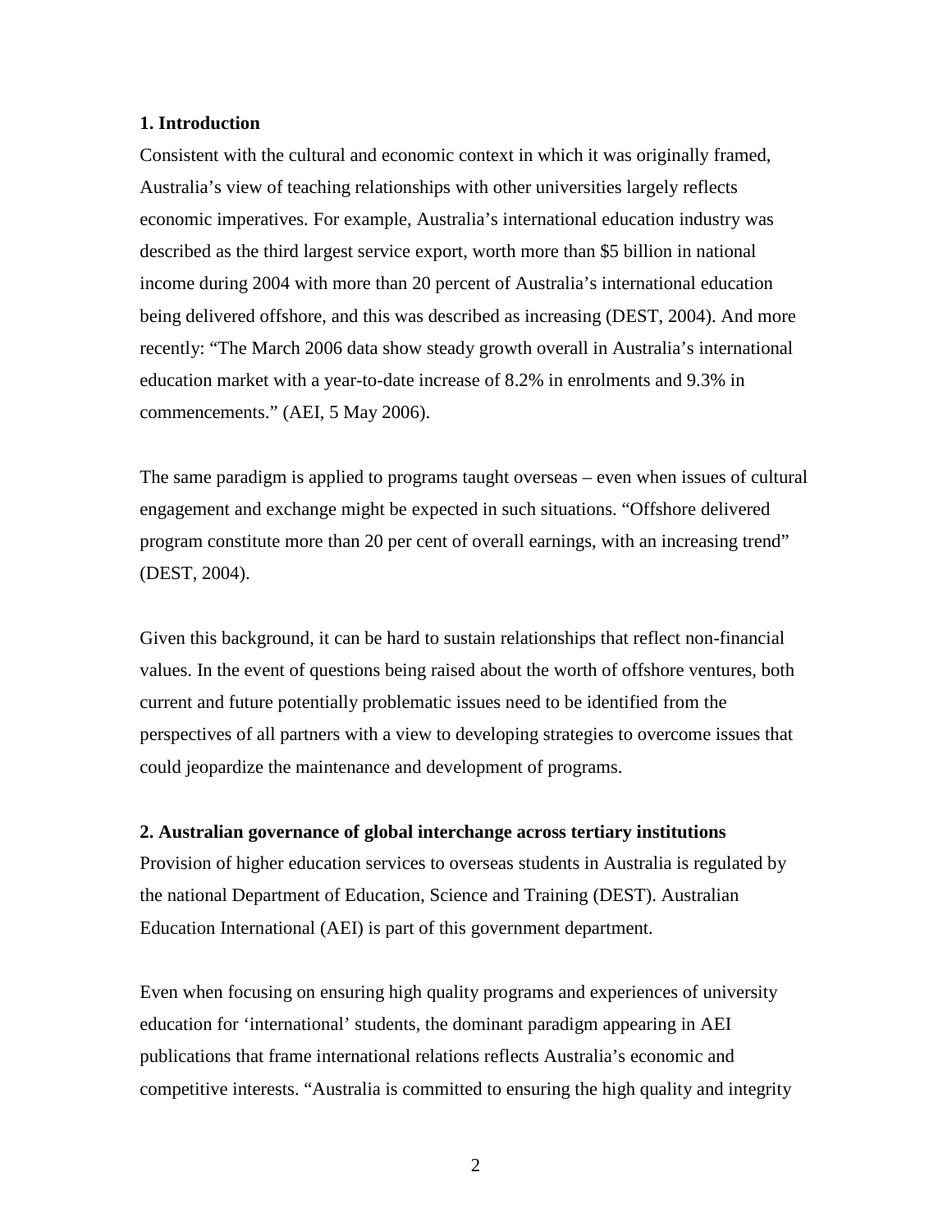## 1. Introduction

Consistent with the cultural and economic context in which it was originally framed, Australia's view of teaching relationships with other universities largely reflects economic imperatives. For example, Australia's international education industry was described as the third largest service export, worth more than $5 billion in national income during 2004 with more than 20 percent of Australia's international education being delivered offshore, and this was described as increasing (DEST, 2004). And more recently: "The March 2006 data show steady growth overall in Australia's international education market with a year-to-date increase of 8.2% in enrolments and 9.3% in commencements." (AEI, 5 May 2006).

The same paradigm is applied to programs taught overseas – even when issues of cultural engagement and exchange might be expected in such situations. "Offshore delivered program constitute more than 20 per cent of overall earnings, with an increasing trend" (DEST, 2004).

Given this background, it can be hard to sustain relationships that reflect non-financial values. In the event of questions being raised about the worth of offshore ventures, both current and future potentially problematic issues need to be identified from the perspectives of all partners with a view to developing strategies to overcome issues that could jeopardize the maintenance and development of programs.

## 2. Australian governance of global interchange across tertiary institutions

Provision of higher education services to overseas students in Australia is regulated by the national Department of Education, Science and Training (DEST). Australian Education International (AEI) is part of this government department.

Even when focusing on ensuring high quality programs and experiences of university education for 'international' students, the dominant paradigm appearing in AEI publications that frame international relations reflects Australia's economic and competitive interests. "Australia is committed to ensuring the high quality and integrity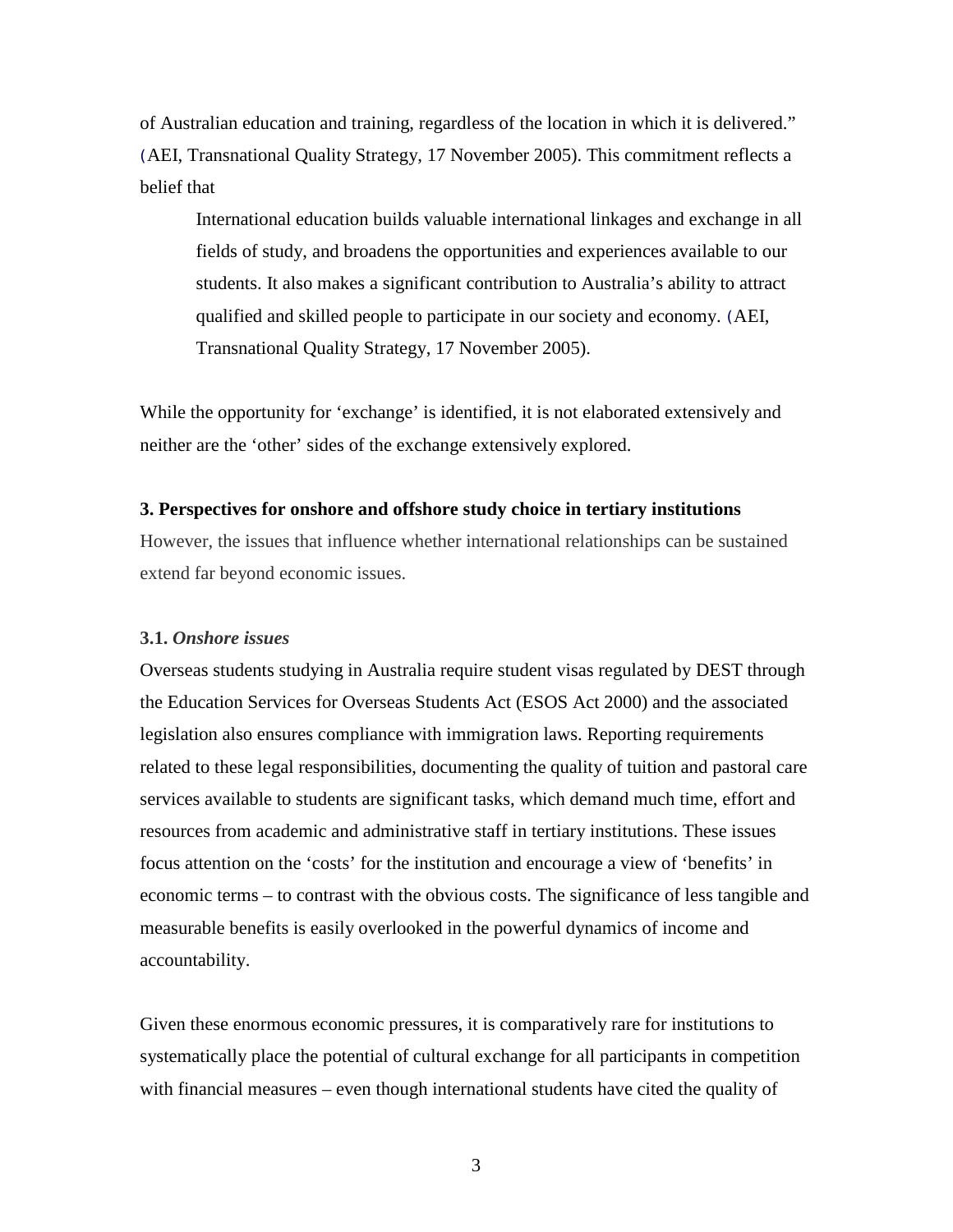of Australian education and training, regardless of the location in which it is delivered." (AEI, Transnational Quality Strategy, 17 November 2005). This commitment reflects a belief that

> International education builds valuable international linkages and exchange in all fields of study, and broadens the opportunities and experiences available to our students. It also makes a significant contribution to Australia's ability to attract qualified and skilled people to participate in our society and economy. (AEI, Transnational Quality Strategy, 17 November 2005).

While the opportunity for 'exchange' is identified, it is not elaborated extensively and neither are the 'other' sides of the exchange extensively explored.

### 3. Perspectives for onshore and offshore study choice in tertiary institutions

However, the issues that influence whether international relationships can be sustained extend far beyond economic issues.

#### 3.1. *Onshore issues*

Overseas students studying in Australia require student visas regulated by DEST through the Education Services for Overseas Students Act (ESOS Act 2000) and the associated legislation also ensures compliance with immigration laws. Reporting requirements related to these legal responsibilities, documenting the quality of tuition and pastoral care services available to students are significant tasks, which demand much time, effort and resources from academic and administrative staff in tertiary institutions. These issues focus attention on the 'costs' for the institution and encourage a view of 'benefits' in economic terms – to contrast with the obvious costs. The significance of less tangible and measurable benefits is easily overlooked in the powerful dynamics of income and accountability.

Given these enormous economic pressures, it is comparatively rare for institutions to systematically place the potential of cultural exchange for all participants in competition with financial measures – even though international students have cited the quality of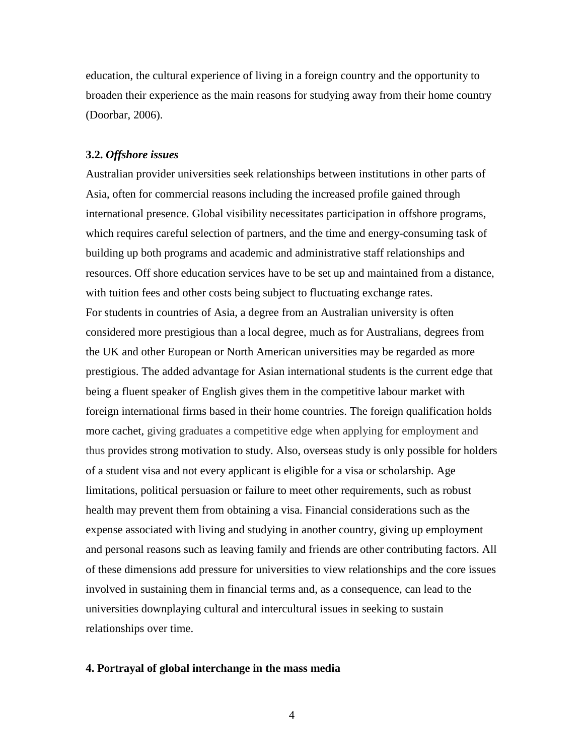education, the cultural experience of living in a foreign country and the opportunity to broaden their experience as the main reasons for studying away from their home country (Doorbar, 2006).

### 3.2. *Offshore issues*

Australian provider universities seek relationships between institutions in other parts of Asia, often for commercial reasons including the increased profile gained through international presence. Global visibility necessitates participation in offshore programs, which requires careful selection of partners, and the time and energy-consuming task of building up both programs and academic and administrative staff relationships and resources. Off shore education services have to be set up and maintained from a distance, with tuition fees and other costs being subject to fluctuating exchange rates.

For students in countries of Asia, a degree from an Australian university is often considered more prestigious than a local degree, much as for Australians, degrees from the UK and other European or North American universities may be regarded as more prestigious. The added advantage for Asian international students is the current edge that being a fluent speaker of English gives them in the competitive labour market with foreign international firms based in their home countries. The foreign qualification holds more cachet, giving graduates a competitive edge when applying for employment and thus provides strong motivation to study. Also, overseas study is only possible for holders of a student visa and not every applicant is eligible for a visa or scholarship. Age limitations, political persuasion or failure to meet other requirements, such as robust health may prevent them from obtaining a visa. Financial considerations such as the expense associated with living and studying in another country, giving up employment and personal reasons such as leaving family and friends are other contributing factors. All of these dimensions add pressure for universities to view relationships and the core issues involved in sustaining them in financial terms and, as a consequence, can lead to the universities downplaying cultural and intercultural issues in seeking to sustain relationships over time.

## 4. Portrayal of global interchange in the mass media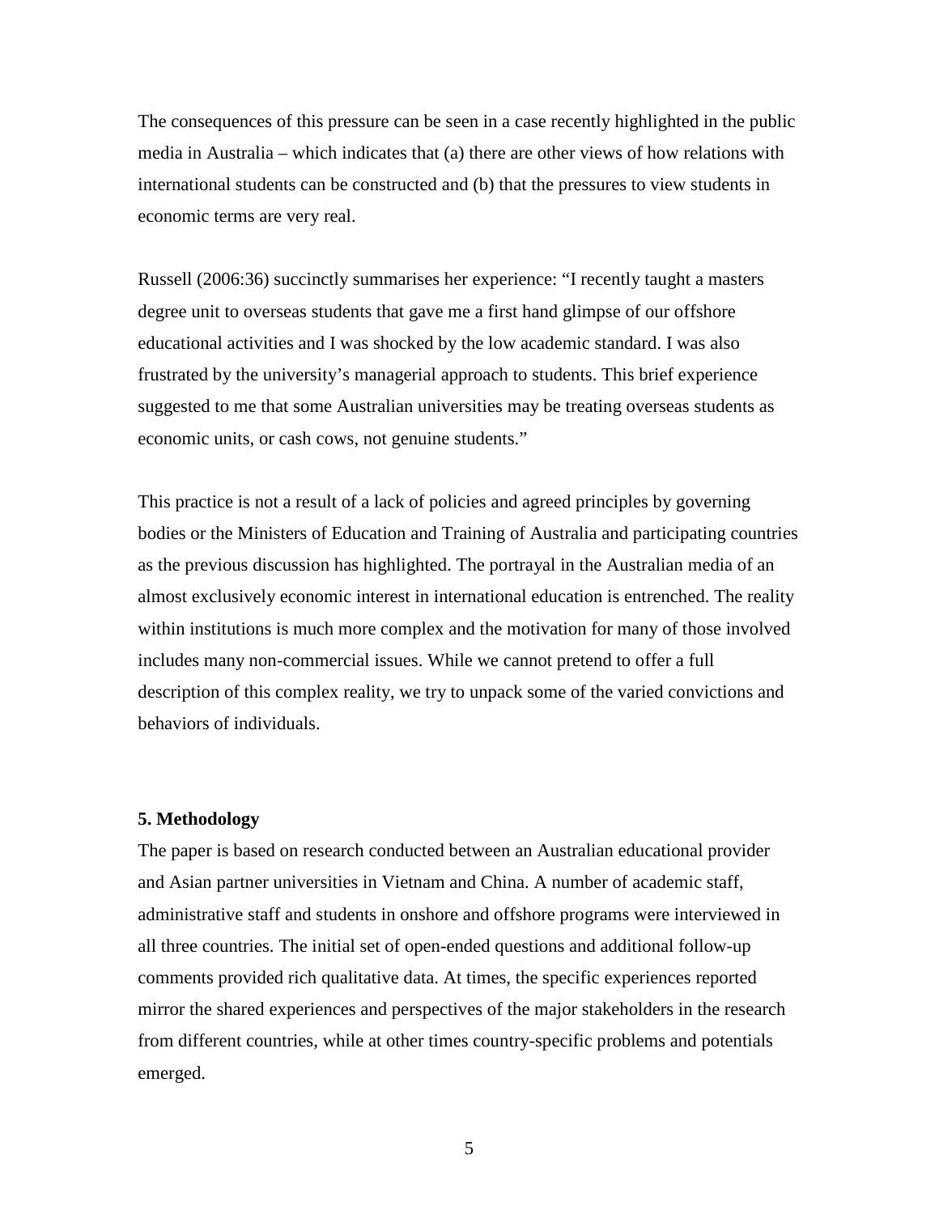The consequences of this pressure can be seen in a case recently highlighted in the public media in Australia – which indicates that (a) there are other views of how relations with international students can be constructed and (b) that the pressures to view students in economic terms are very real.

Russell (2006:36) succinctly summarises her experience: "I recently taught a masters degree unit to overseas students that gave me a first hand glimpse of our offshore educational activities and I was shocked by the low academic standard. I was also frustrated by the university's managerial approach to students. This brief experience suggested to me that some Australian universities may be treating overseas students as economic units, or cash cows, not genuine students."

This practice is not a result of a lack of policies and agreed principles by governing bodies or the Ministers of Education and Training of Australia and participating countries as the previous discussion has highlighted. The portrayal in the Australian media of an almost exclusively economic interest in international education is entrenched. The reality within institutions is much more complex and the motivation for many of those involved includes many non-commercial issues. While we cannot pretend to offer a full description of this complex reality, we try to unpack some of the varied convictions and behaviors of individuals.

## 5. Methodology

The paper is based on research conducted between an Australian educational provider and Asian partner universities in Vietnam and China. A number of academic staff, administrative staff and students in onshore and offshore programs were interviewed in all three countries. The initial set of open-ended questions and additional follow-up comments provided rich qualitative data. At times, the specific experiences reported mirror the shared experiences and perspectives of the major stakeholders in the research from different countries, while at other times country-specific problems and potentials emerged.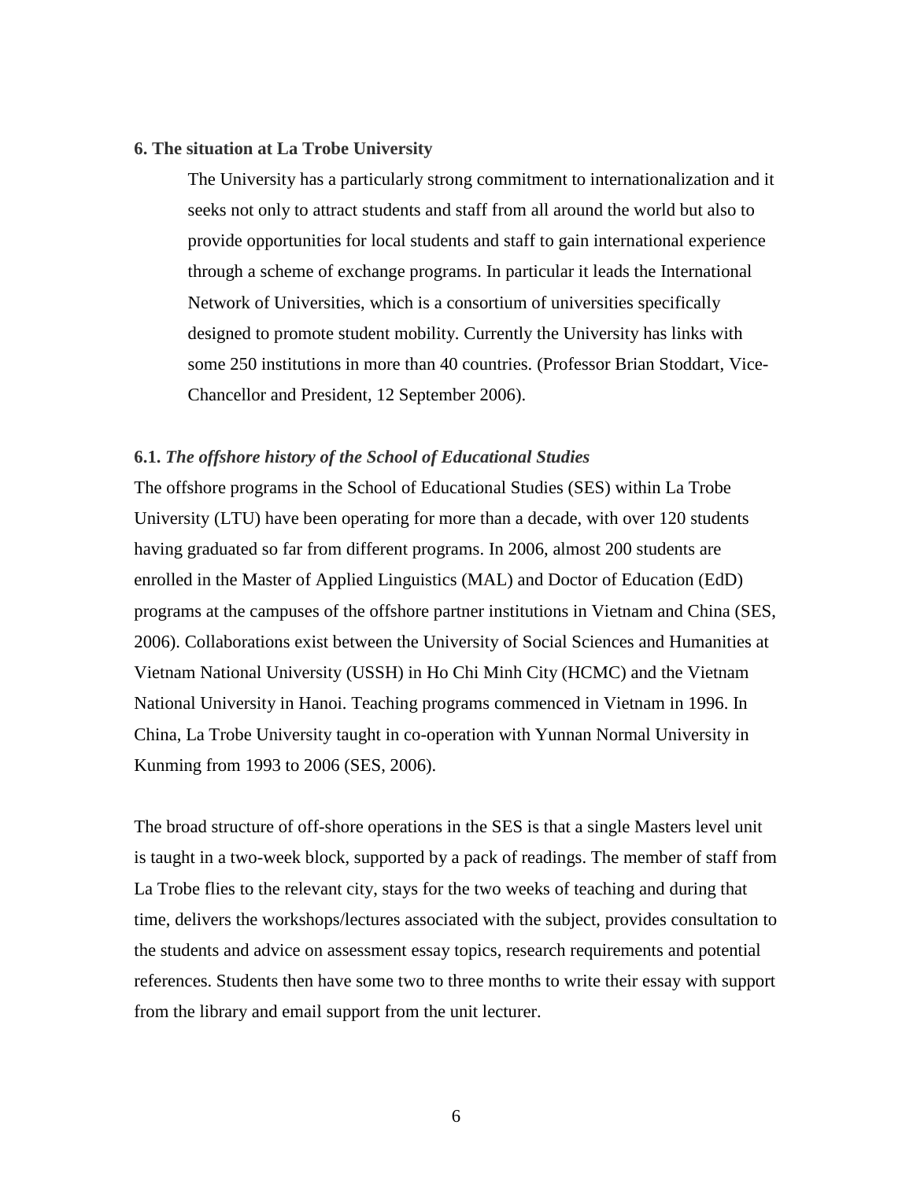## 6. The situation at La Trobe University

> The University has a particularly strong commitment to internationalization and it seeks not only to attract students and staff from all around the world but also to provide opportunities for local students and staff to gain international experience through a scheme of exchange programs. In particular it leads the International Network of Universities, which is a consortium of universities specifically designed to promote student mobility. Currently the University has links with some 250 institutions in more than 40 countries. (Professor Brian Stoddart, Vice-Chancellor and President, 12 September 2006).

### 6.1. *The offshore history of the School of Educational Studies*

The offshore programs in the School of Educational Studies (SES) within La Trobe University (LTU) have been operating for more than a decade, with over 120 students having graduated so far from different programs. In 2006, almost 200 students are enrolled in the Master of Applied Linguistics (MAL) and Doctor of Education (EdD) programs at the campuses of the offshore partner institutions in Vietnam and China (SES, 2006). Collaborations exist between the University of Social Sciences and Humanities at Vietnam National University (USSH) in Ho Chi Minh City (HCMC) and the Vietnam National University in Hanoi. Teaching programs commenced in Vietnam in 1996. In China, La Trobe University taught in co-operation with Yunnan Normal University in Kunming from 1993 to 2006 (SES, 2006).

The broad structure of off-shore operations in the SES is that a single Masters level unit is taught in a two-week block, supported by a pack of readings. The member of staff from La Trobe flies to the relevant city, stays for the two weeks of teaching and during that time, delivers the workshops/lectures associated with the subject, provides consultation to the students and advice on assessment essay topics, research requirements and potential references. Students then have some two to three months to write their essay with support from the library and email support from the unit lecturer.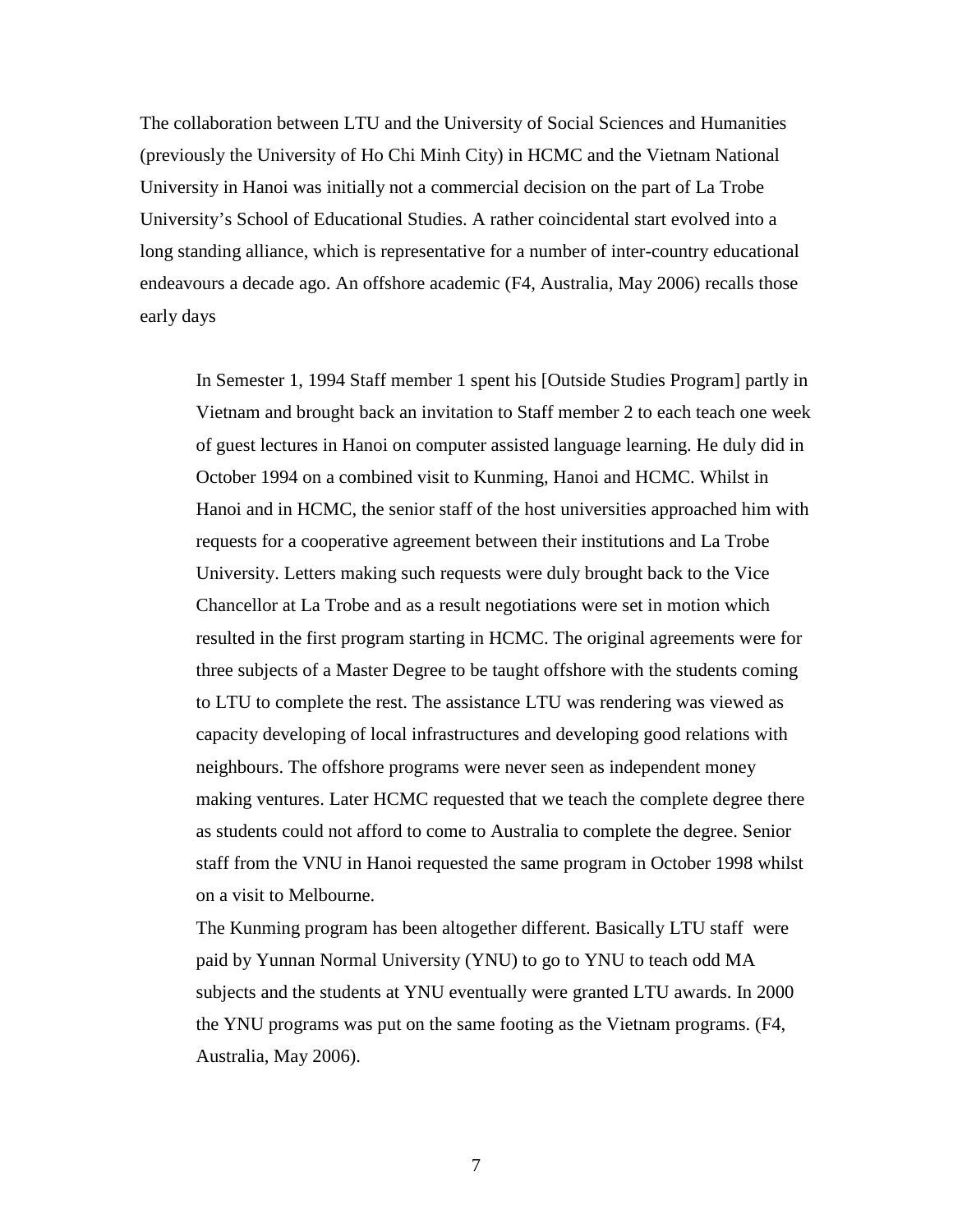The collaboration between LTU and the University of Social Sciences and Humanities (previously the University of Ho Chi Minh City) in HCMC and the Vietnam National University in Hanoi was initially not a commercial decision on the part of La Trobe University's School of Educational Studies. A rather coincidental start evolved into a long standing alliance, which is representative for a number of inter-country educational endeavours a decade ago. An offshore academic (F4, Australia, May 2006) recalls those early days

> In Semester 1, 1994 Staff member 1 spent his [Outside Studies Program] partly in Vietnam and brought back an invitation to Staff member 2 to each teach one week of guest lectures in Hanoi on computer assisted language learning. He duly did in October 1994 on a combined visit to Kunming, Hanoi and HCMC. Whilst in Hanoi and in HCMC, the senior staff of the host universities approached him with requests for a cooperative agreement between their institutions and La Trobe University. Letters making such requests were duly brought back to the Vice Chancellor at La Trobe and as a result negotiations were set in motion which resulted in the first program starting in HCMC. The original agreements were for three subjects of a Master Degree to be taught offshore with the students coming to LTU to complete the rest. The assistance LTU was rendering was viewed as capacity developing of local infrastructures and developing good relations with neighbours. The offshore programs were never seen as independent money making ventures. Later HCMC requested that we teach the complete degree there as students could not afford to come to Australia to complete the degree. Senior staff from the VNU in Hanoi requested the same program in October 1998 whilst on a visit to Melbourne.
>
> The Kunming program has been altogether different. Basically LTU staff were paid by Yunnan Normal University (YNU) to go to YNU to teach odd MA subjects and the students at YNU eventually were granted LTU awards. In 2000 the YNU programs was put on the same footing as the Vietnam programs. (F4, Australia, May 2006).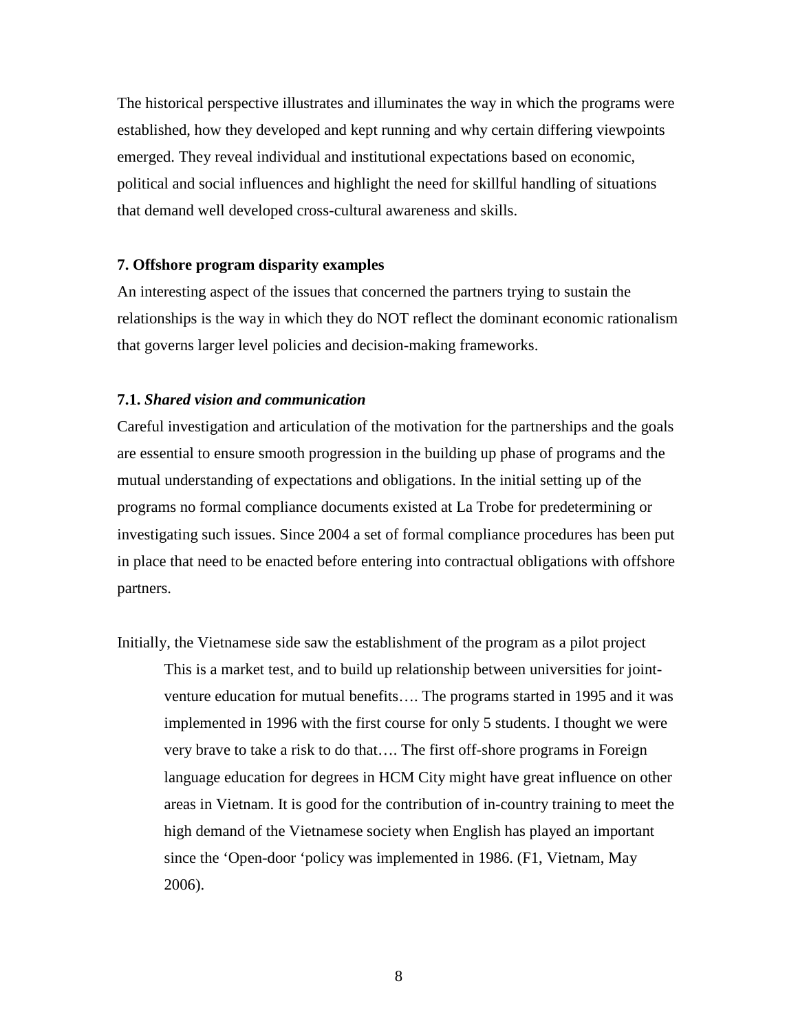The historical perspective illustrates and illuminates the way in which the programs were established, how they developed and kept running and why certain differing viewpoints emerged. They reveal individual and institutional expectations based on economic, political and social influences and highlight the need for skillful handling of situations that demand well developed cross-cultural awareness and skills.

## 7. Offshore program disparity examples

An interesting aspect of the issues that concerned the partners trying to sustain the relationships is the way in which they do NOT reflect the dominant economic rationalism that governs larger level policies and decision-making frameworks.

### 7.1. *Shared vision and communication*

Careful investigation and articulation of the motivation for the partnerships and the goals are essential to ensure smooth progression in the building up phase of programs and the mutual understanding of expectations and obligations. In the initial setting up of the programs no formal compliance documents existed at La Trobe for predetermining or investigating such issues. Since 2004 a set of formal compliance procedures has been put in place that need to be enacted before entering into contractual obligations with offshore partners.

Initially, the Vietnamese side saw the establishment of the program as a pilot project

> This is a market test, and to build up relationship between universities for joint-venture education for mutual benefits…. The programs started in 1995 and it was implemented in 1996 with the first course for only 5 students. I thought we were very brave to take a risk to do that…. The first off-shore programs in Foreign language education for degrees in HCM City might have great influence on other areas in Vietnam. It is good for the contribution of in-country training to meet the high demand of the Vietnamese society when English has played an important since the 'Open-door 'policy was implemented in 1986. (F1, Vietnam, May 2006).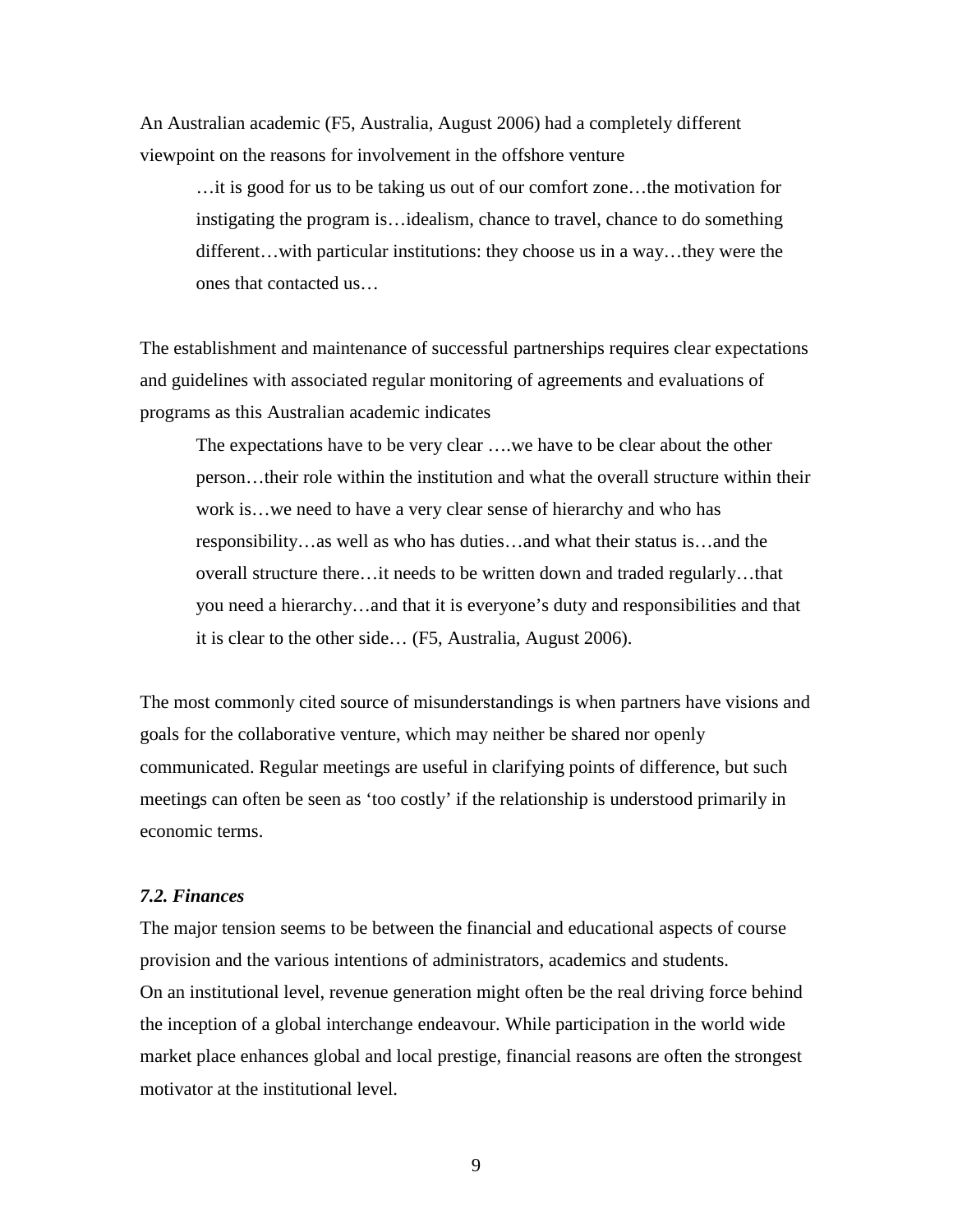An Australian academic (F5, Australia, August 2006) had a completely different viewpoint on the reasons for involvement in the offshore venture

> …it is good for us to be taking us out of our comfort zone…the motivation for instigating the program is…idealism, chance to travel, chance to do something different…with particular institutions: they choose us in a way…they were the ones that contacted us…

The establishment and maintenance of successful partnerships requires clear expectations and guidelines with associated regular monitoring of agreements and evaluations of programs as this Australian academic indicates

> The expectations have to be very clear ….we have to be clear about the other person…their role within the institution and what the overall structure within their work is…we need to have a very clear sense of hierarchy and who has responsibility…as well as who has duties…and what their status is…and the overall structure there…it needs to be written down and traded regularly…that you need a hierarchy…and that it is everyone's duty and responsibilities and that it is clear to the other side… (F5, Australia, August 2006).

The most commonly cited source of misunderstandings is when partners have visions and goals for the collaborative venture, which may neither be shared nor openly communicated. Regular meetings are useful in clarifying points of difference, but such meetings can often be seen as 'too costly' if the relationship is understood primarily in economic terms.

### *7.2. Finances*

The major tension seems to be between the financial and educational aspects of course provision and the various intentions of administrators, academics and students.
On an institutional level, revenue generation might often be the real driving force behind the inception of a global interchange endeavour. While participation in the world wide market place enhances global and local prestige, financial reasons are often the strongest motivator at the institutional level.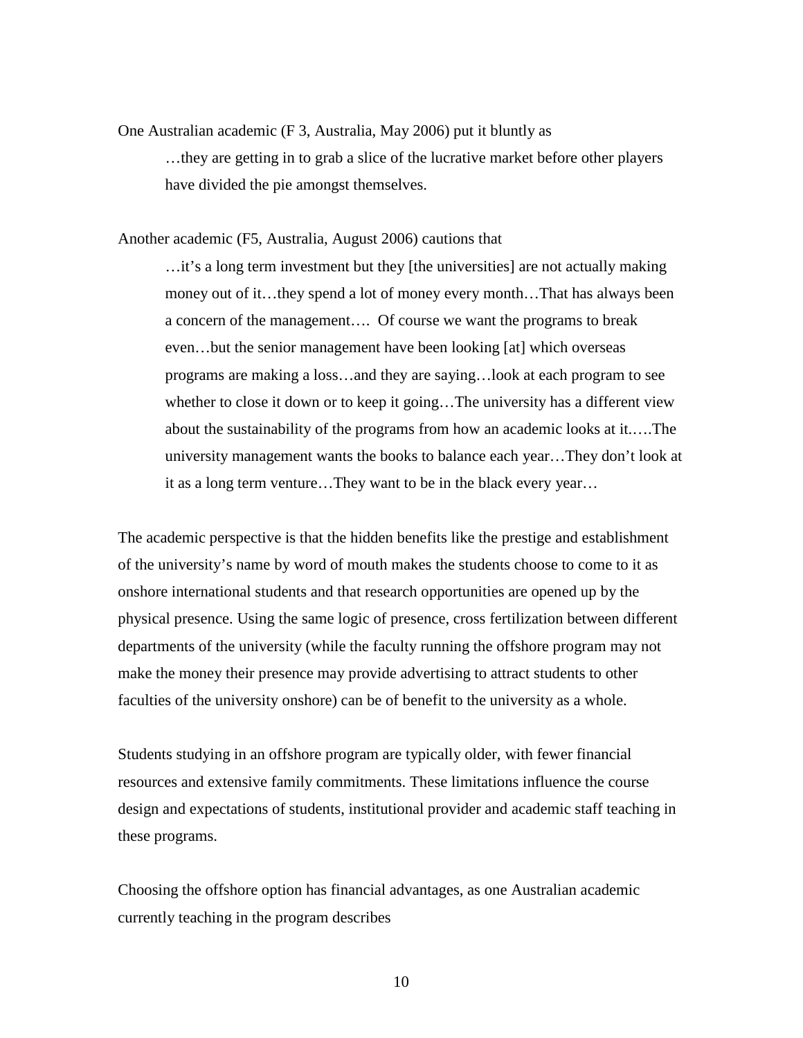One Australian academic (F 3, Australia, May 2006) put it bluntly as

> …they are getting in to grab a slice of the lucrative market before other players have divided the pie amongst themselves.

Another academic (F5, Australia, August 2006) cautions that

> …it's a long term investment but they [the universities] are not actually making money out of it…they spend a lot of money every month…That has always been a concern of the management…. Of course we want the programs to break even…but the senior management have been looking [at] which overseas programs are making a loss…and they are saying…look at each program to see whether to close it down or to keep it going…The university has a different view about the sustainability of the programs from how an academic looks at it.….The university management wants the books to balance each year…They don't look at it as a long term venture…They want to be in the black every year…

The academic perspective is that the hidden benefits like the prestige and establishment of the university's name by word of mouth makes the students choose to come to it as onshore international students and that research opportunities are opened up by the physical presence. Using the same logic of presence, cross fertilization between different departments of the university (while the faculty running the offshore program may not make the money their presence may provide advertising to attract students to other faculties of the university onshore) can be of benefit to the university as a whole.

Students studying in an offshore program are typically older, with fewer financial resources and extensive family commitments. These limitations influence the course design and expectations of students, institutional provider and academic staff teaching in these programs.

Choosing the offshore option has financial advantages, as one Australian academic currently teaching in the program describes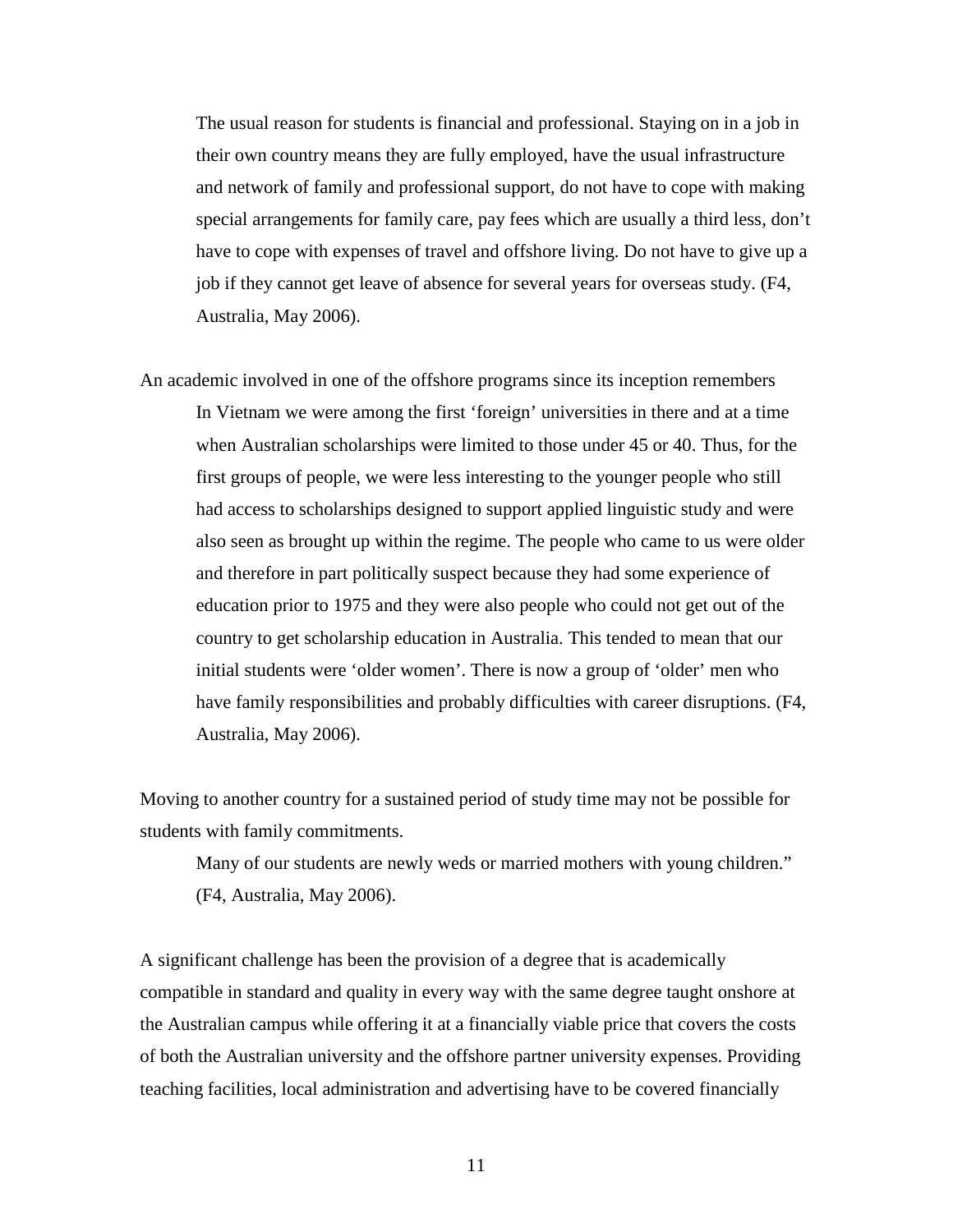> The usual reason for students is financial and professional. Staying on in a job in their own country means they are fully employed, have the usual infrastructure and network of family and professional support, do not have to cope with making special arrangements for family care, pay fees which are usually a third less, don't have to cope with expenses of travel and offshore living. Do not have to give up a job if they cannot get leave of absence for several years for overseas study. (F4, Australia, May 2006).

An academic involved in one of the offshore programs since its inception remembers

> In Vietnam we were among the first 'foreign' universities in there and at a time when Australian scholarships were limited to those under 45 or 40. Thus, for the first groups of people, we were less interesting to the younger people who still had access to scholarships designed to support applied linguistic study and were also seen as brought up within the regime. The people who came to us were older and therefore in part politically suspect because they had some experience of education prior to 1975 and they were also people who could not get out of the country to get scholarship education in Australia. This tended to mean that our initial students were 'older women'. There is now a group of 'older' men who have family responsibilities and probably difficulties with career disruptions. (F4, Australia, May 2006).

Moving to another country for a sustained period of study time may not be possible for students with family commitments.

> Many of our students are newly weds or married mothers with young children." (F4, Australia, May 2006).

A significant challenge has been the provision of a degree that is academically compatible in standard and quality in every way with the same degree taught onshore at the Australian campus while offering it at a financially viable price that covers the costs of both the Australian university and the offshore partner university expenses. Providing teaching facilities, local administration and advertising have to be covered financially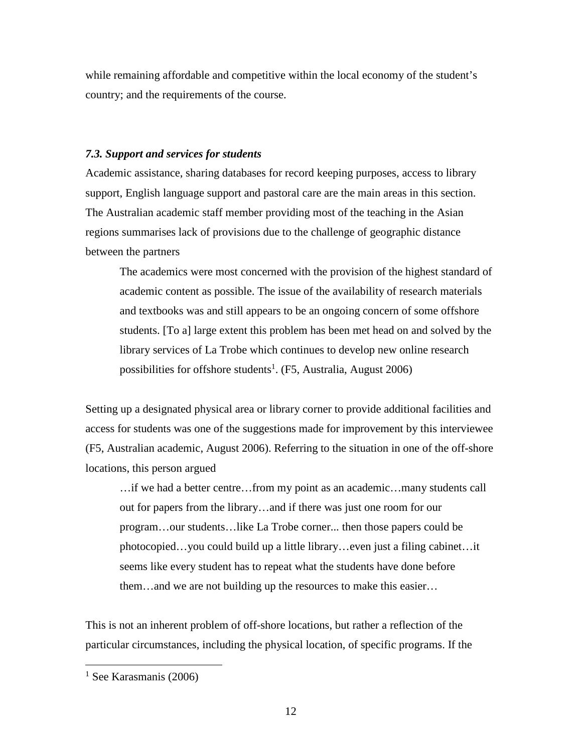while remaining affordable and competitive within the local economy of the student's country; and the requirements of the course.

### *7.3. Support and services for students*

Academic assistance, sharing databases for record keeping purposes, access to library support, English language support and pastoral care are the main areas in this section. The Australian academic staff member providing most of the teaching in the Asian regions summarises lack of provisions due to the challenge of geographic distance between the partners

> The academics were most concerned with the provision of the highest standard of academic content as possible. The issue of the availability of research materials and textbooks was and still appears to be an ongoing concern of some offshore students. [To a] large extent this problem has been met head on and solved by the library services of La Trobe which continues to develop new online research possibilities for offshore students[1]. (F5, Australia, August 2006)

Setting up a designated physical area or library corner to provide additional facilities and access for students was one of the suggestions made for improvement by this interviewee (F5, Australian academic, August 2006). Referring to the situation in one of the off-shore locations, this person argued

> …if we had a better centre…from my point as an academic…many students call out for papers from the library…and if there was just one room for our program…our students…like La Trobe corner... then those papers could be photocopied…you could build up a little library…even just a filing cabinet…it seems like every student has to repeat what the students have done before them…and we are not building up the resources to make this easier…

This is not an inherent problem of off-shore locations, but rather a reflection of the particular circumstances, including the physical location, of specific programs. If the

[1] See Karasmanis (2006)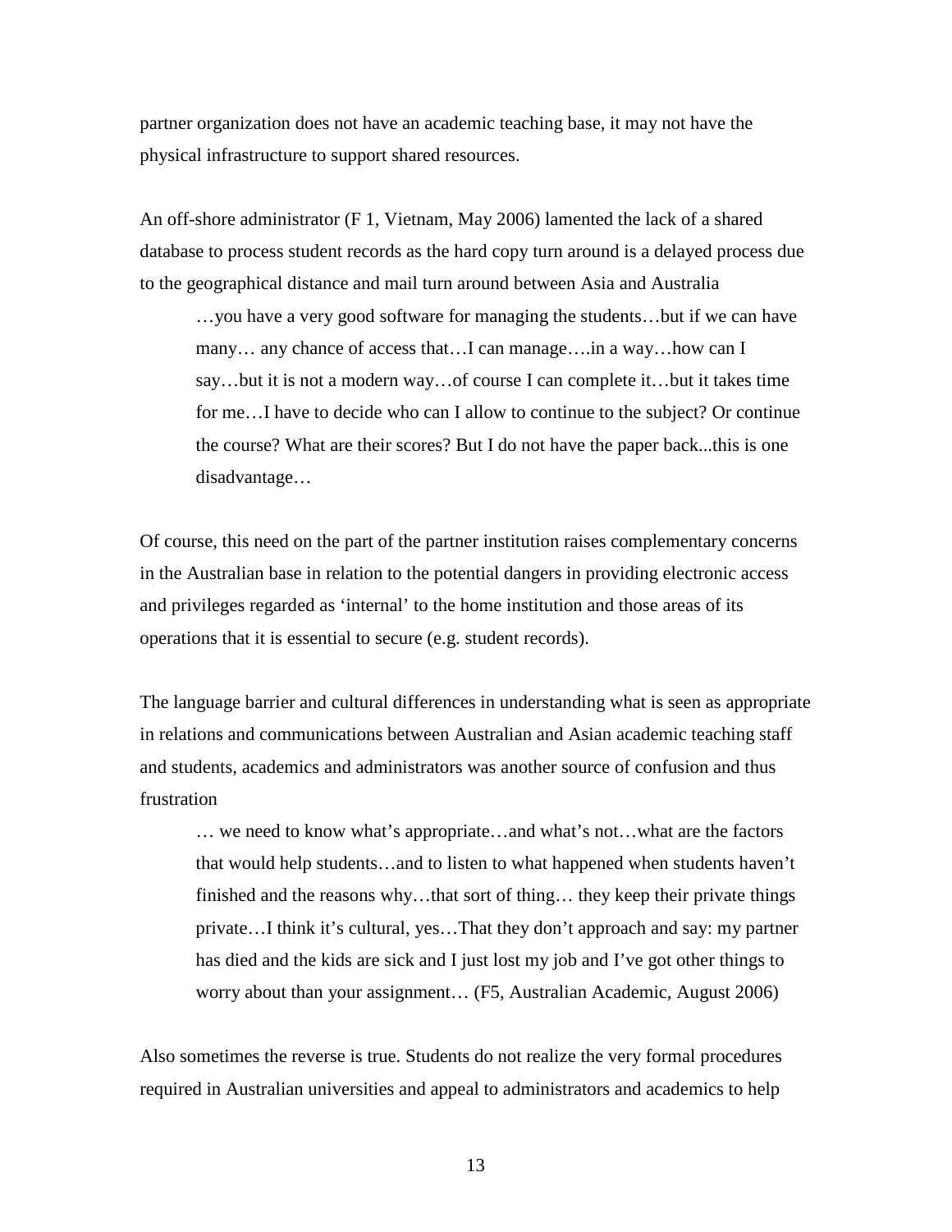partner organization does not have an academic teaching base, it may not have the physical infrastructure to support shared resources.

An off-shore administrator (F 1, Vietnam, May 2006) lamented the lack of a shared database to process student records as the hard copy turn around is a delayed process due to the geographical distance and mail turn around between Asia and Australia

> …you have a very good software for managing the students…but if we can have many… any chance of access that…I can manage….in a way…how can I say…but it is not a modern way…of course I can complete it…but it takes time for me…I have to decide who can I allow to continue to the subject? Or continue the course? What are their scores? But I do not have the paper back...this is one disadvantage…

Of course, this need on the part of the partner institution raises complementary concerns in the Australian base in relation to the potential dangers in providing electronic access and privileges regarded as 'internal' to the home institution and those areas of its operations that it is essential to secure (e.g. student records).

The language barrier and cultural differences in understanding what is seen as appropriate in relations and communications between Australian and Asian academic teaching staff and students, academics and administrators was another source of confusion and thus frustration

> … we need to know what's appropriate…and what's not…what are the factors that would help students…and to listen to what happened when students haven't finished and the reasons why…that sort of thing… they keep their private things private…I think it's cultural, yes…That they don't approach and say: my partner has died and the kids are sick and I just lost my job and I've got other things to worry about than your assignment… (F5, Australian Academic, August 2006)

Also sometimes the reverse is true. Students do not realize the very formal procedures required in Australian universities and appeal to administrators and academics to help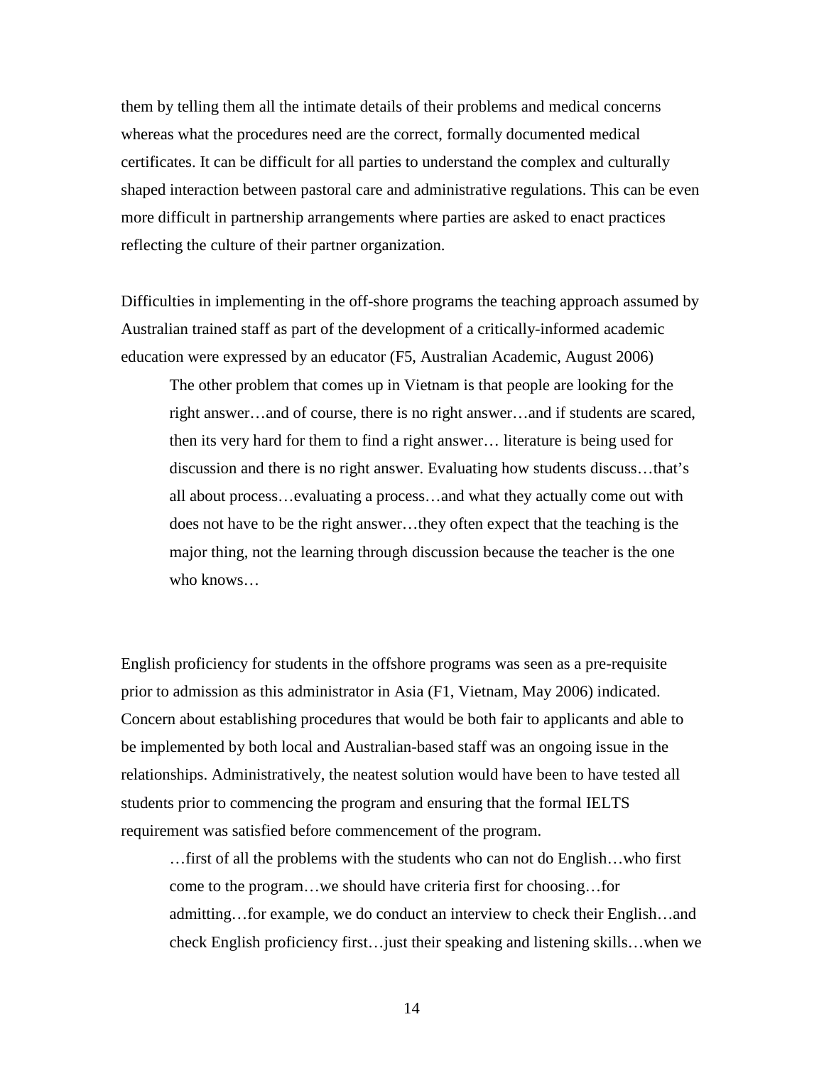them by telling them all the intimate details of their problems and medical concerns whereas what the procedures need are the correct, formally documented medical certificates. It can be difficult for all parties to understand the complex and culturally shaped interaction between pastoral care and administrative regulations. This can be even more difficult in partnership arrangements where parties are asked to enact practices reflecting the culture of their partner organization.

Difficulties in implementing in the off-shore programs the teaching approach assumed by Australian trained staff as part of the development of a critically-informed academic education were expressed by an educator (F5, Australian Academic, August 2006)

> The other problem that comes up in Vietnam is that people are looking for the right answer…and of course, there is no right answer…and if students are scared, then its very hard for them to find a right answer… literature is being used for discussion and there is no right answer. Evaluating how students discuss…that's all about process…evaluating a process…and what they actually come out with does not have to be the right answer…they often expect that the teaching is the major thing, not the learning through discussion because the teacher is the one who knows…

English proficiency for students in the offshore programs was seen as a pre-requisite prior to admission as this administrator in Asia (F1, Vietnam, May 2006) indicated. Concern about establishing procedures that would be both fair to applicants and able to be implemented by both local and Australian-based staff was an ongoing issue in the relationships. Administratively, the neatest solution would have been to have tested all students prior to commencing the program and ensuring that the formal IELTS requirement was satisfied before commencement of the program.

> …first of all the problems with the students who can not do English…who first come to the program…we should have criteria first for choosing…for admitting…for example, we do conduct an interview to check their English…and check English proficiency first…just their speaking and listening skills…when we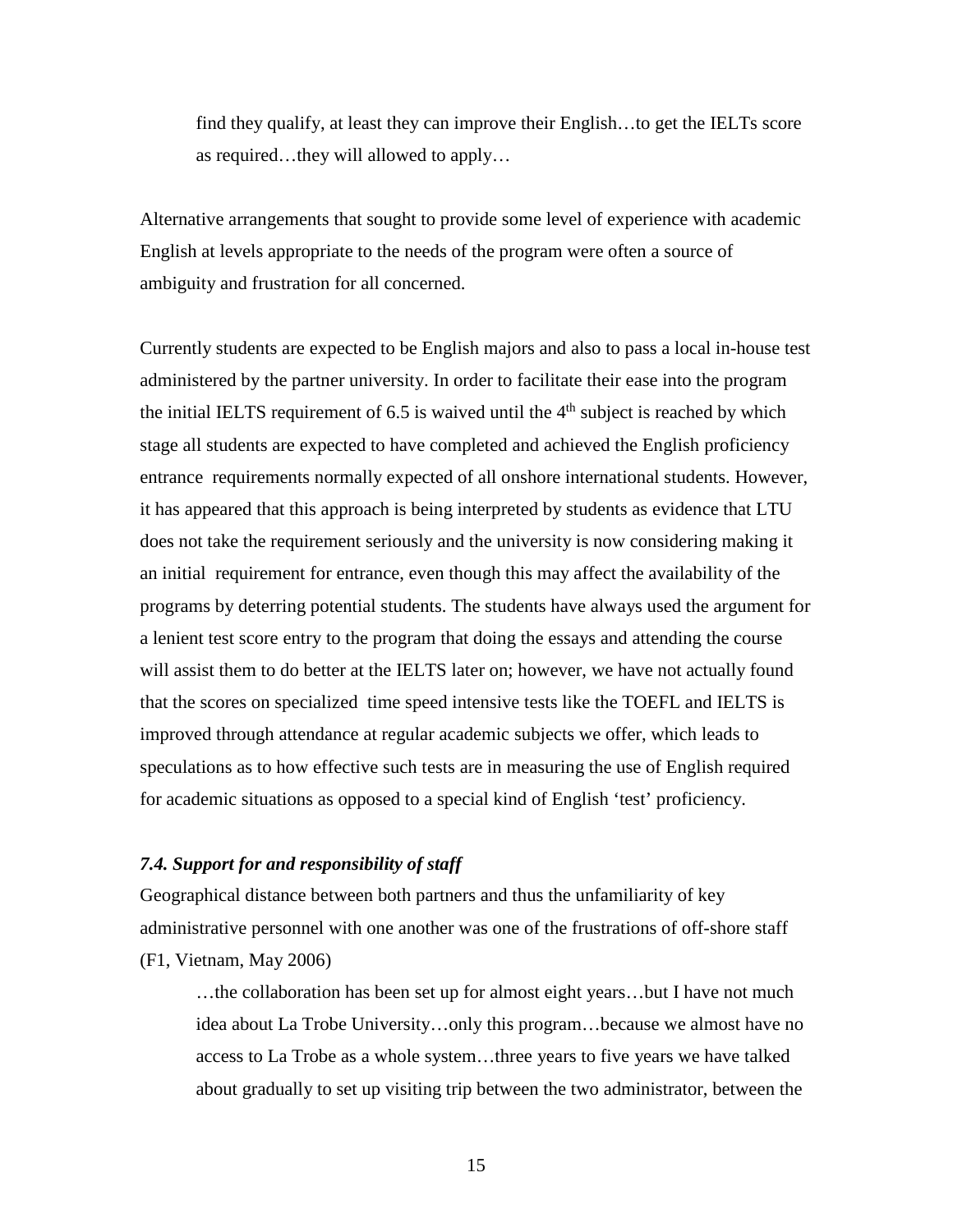> find they qualify, at least they can improve their English…to get the IELTs score as required…they will allowed to apply…

Alternative arrangements that sought to provide some level of experience with academic English at levels appropriate to the needs of the program were often a source of ambiguity and frustration for all concerned.

Currently students are expected to be English majors and also to pass a local in-house test administered by the partner university. In order to facilitate their ease into the program the initial IELTS requirement of 6.5 is waived until the 4th subject is reached by which stage all students are expected to have completed and achieved the English proficiency entrance requirements normally expected of all onshore international students. However, it has appeared that this approach is being interpreted by students as evidence that LTU does not take the requirement seriously and the university is now considering making it an initial requirement for entrance, even though this may affect the availability of the programs by deterring potential students. The students have always used the argument for a lenient test score entry to the program that doing the essays and attending the course will assist them to do better at the IELTS later on; however, we have not actually found that the scores on specialized time speed intensive tests like the TOEFL and IELTS is improved through attendance at regular academic subjects we offer, which leads to speculations as to how effective such tests are in measuring the use of English required for academic situations as opposed to a special kind of English 'test' proficiency.

### *7.4. Support for and responsibility of staff*

Geographical distance between both partners and thus the unfamiliarity of key administrative personnel with one another was one of the frustrations of off-shore staff (F1, Vietnam, May 2006)

> …the collaboration has been set up for almost eight years…but I have not much idea about La Trobe University…only this program…because we almost have no access to La Trobe as a whole system…three years to five years we have talked about gradually to set up visiting trip between the two administrator, between the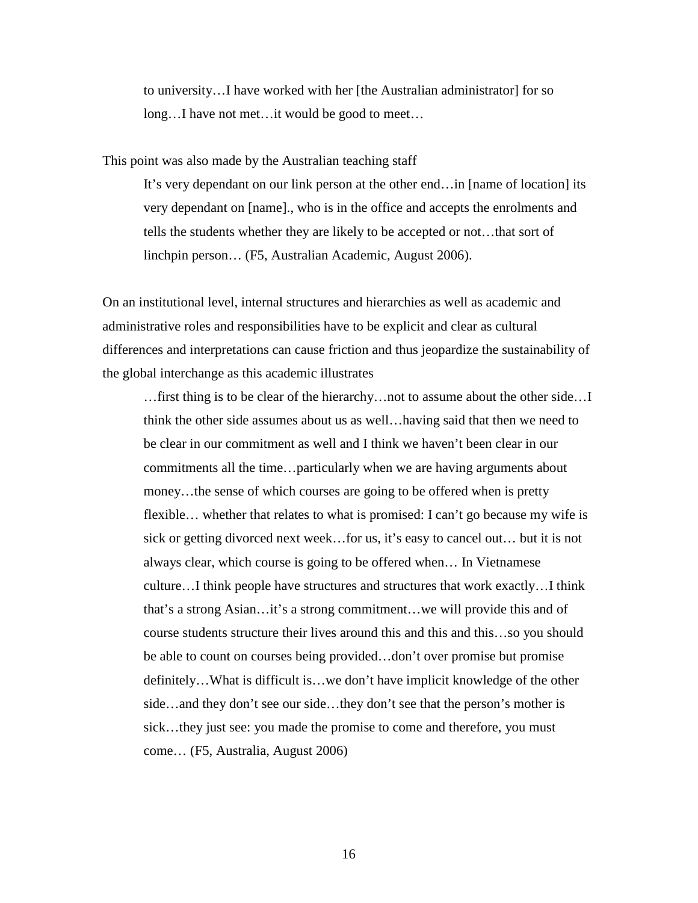> to university…I have worked with her [the Australian administrator] for so long…I have not met…it would be good to meet…

This point was also made by the Australian teaching staff

> It's very dependant on our link person at the other end…in [name of location] its very dependant on [name]., who is in the office and accepts the enrolments and tells the students whether they are likely to be accepted or not…that sort of linchpin person… (F5, Australian Academic, August 2006).

On an institutional level, internal structures and hierarchies as well as academic and administrative roles and responsibilities have to be explicit and clear as cultural differences and interpretations can cause friction and thus jeopardize the sustainability of the global interchange as this academic illustrates

> …first thing is to be clear of the hierarchy…not to assume about the other side…I think the other side assumes about us as well…having said that then we need to be clear in our commitment as well and I think we haven't been clear in our commitments all the time…particularly when we are having arguments about money…the sense of which courses are going to be offered when is pretty flexible… whether that relates to what is promised: I can't go because my wife is sick or getting divorced next week…for us, it's easy to cancel out… but it is not always clear, which course is going to be offered when… In Vietnamese culture…I think people have structures and structures that work exactly…I think that's a strong Asian…it's a strong commitment…we will provide this and of course students structure their lives around this and this and this…so you should be able to count on courses being provided…don't over promise but promise definitely…What is difficult is…we don't have implicit knowledge of the other side…and they don't see our side…they don't see that the person's mother is sick…they just see: you made the promise to come and therefore, you must come… (F5, Australia, August 2006)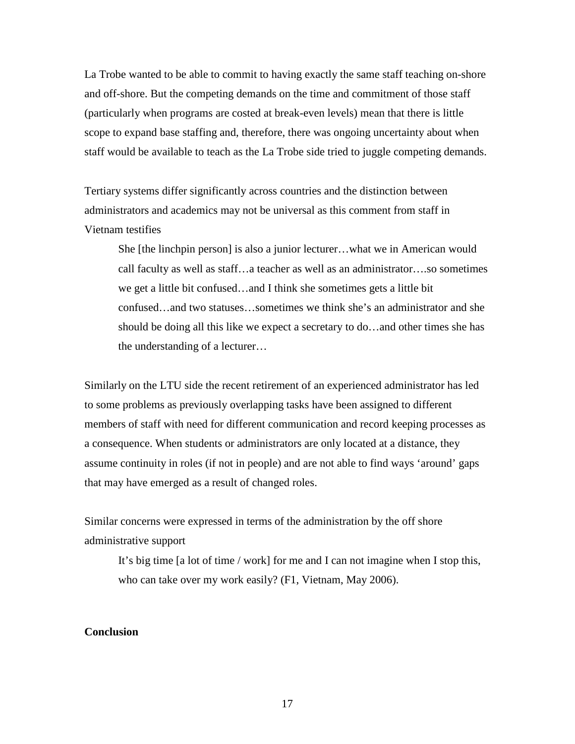La Trobe wanted to be able to commit to having exactly the same staff teaching on-shore and off-shore. But the competing demands on the time and commitment of those staff (particularly when programs are costed at break-even levels) mean that there is little scope to expand base staffing and, therefore, there was ongoing uncertainty about when staff would be available to teach as the La Trobe side tried to juggle competing demands.

Tertiary systems differ significantly across countries and the distinction between administrators and academics may not be universal as this comment from staff in Vietnam testifies

> She [the linchpin person] is also a junior lecturer…what we in American would call faculty as well as staff…a teacher as well as an administrator….so sometimes we get a little bit confused…and I think she sometimes gets a little bit confused…and two statuses…sometimes we think she's an administrator and she should be doing all this like we expect a secretary to do…and other times she has the understanding of a lecturer…

Similarly on the LTU side the recent retirement of an experienced administrator has led to some problems as previously overlapping tasks have been assigned to different members of staff with need for different communication and record keeping processes as a consequence. When students or administrators are only located at a distance, they assume continuity in roles (if not in people) and are not able to find ways 'around' gaps that may have emerged as a result of changed roles.

Similar concerns were expressed in terms of the administration by the off shore administrative support

> It's big time [a lot of time / work] for me and I can not imagine when I stop this, who can take over my work easily? (F1, Vietnam, May 2006).

**Conclusion**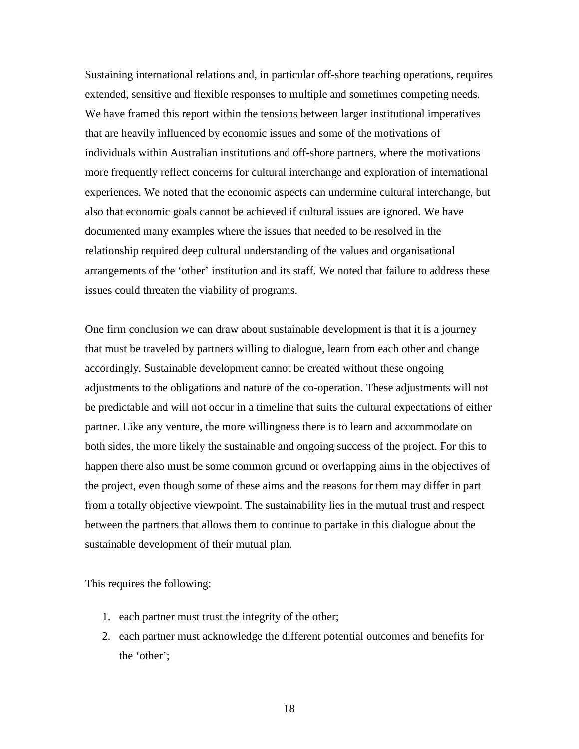Sustaining international relations and, in particular off-shore teaching operations, requires extended, sensitive and flexible responses to multiple and sometimes competing needs. We have framed this report within the tensions between larger institutional imperatives that are heavily influenced by economic issues and some of the motivations of individuals within Australian institutions and off-shore partners, where the motivations more frequently reflect concerns for cultural interchange and exploration of international experiences. We noted that the economic aspects can undermine cultural interchange, but also that economic goals cannot be achieved if cultural issues are ignored. We have documented many examples where the issues that needed to be resolved in the relationship required deep cultural understanding of the values and organisational arrangements of the 'other' institution and its staff. We noted that failure to address these issues could threaten the viability of programs.

One firm conclusion we can draw about sustainable development is that it is a journey that must be traveled by partners willing to dialogue, learn from each other and change accordingly. Sustainable development cannot be created without these ongoing adjustments to the obligations and nature of the co-operation. These adjustments will not be predictable and will not occur in a timeline that suits the cultural expectations of either partner. Like any venture, the more willingness there is to learn and accommodate on both sides, the more likely the sustainable and ongoing success of the project. For this to happen there also must be some common ground or overlapping aims in the objectives of the project, even though some of these aims and the reasons for them may differ in part from a totally objective viewpoint. The sustainability lies in the mutual trust and respect between the partners that allows them to continue to partake in this dialogue about the sustainable development of their mutual plan.

This requires the following:

1. each partner must trust the integrity of the other;
2. each partner must acknowledge the different potential outcomes and benefits for the 'other';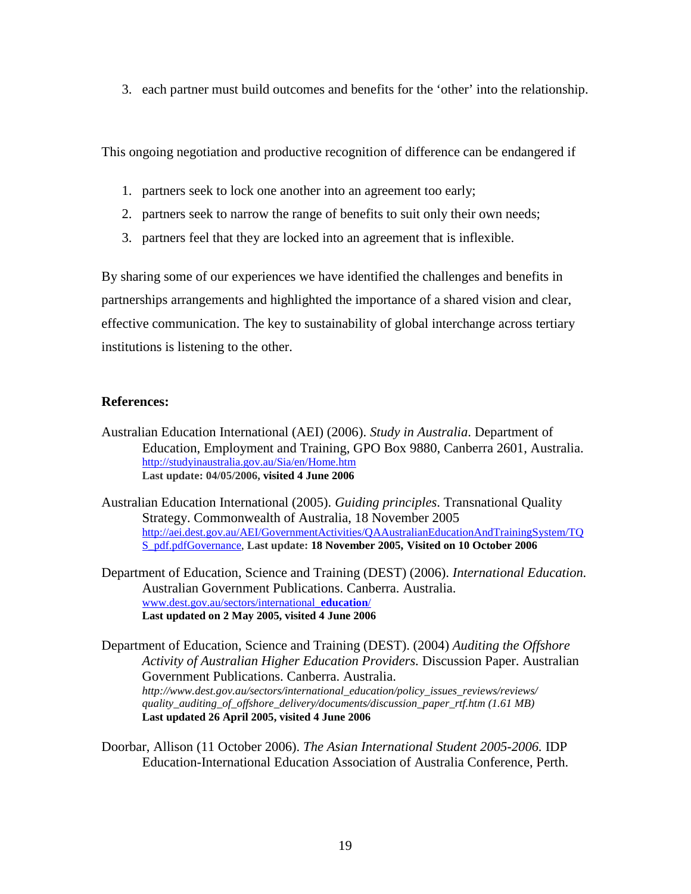3. each partner must build outcomes and benefits for the 'other' into the relationship.

This ongoing negotiation and productive recognition of difference can be endangered if

1. partners seek to lock one another into an agreement too early;
2. partners seek to narrow the range of benefits to suit only their own needs;
3. partners feel that they are locked into an agreement that is inflexible.

By sharing some of our experiences we have identified the challenges and benefits in partnerships arrangements and highlighted the importance of a shared vision and clear, effective communication. The key to sustainability of global interchange across tertiary institutions is listening to the other.

**References:**

Australian Education International (AEI) (2006). *Study in Australia*. Department of Education, Employment and Training, GPO Box 9880, Canberra 2601, Australia. http://studyinaustralia.gov.au/Sia/en/Home.htm **Last update: 04/05/2006, visited 4 June 2006**

Australian Education International (2005). *Guiding principles*. Transnational Quality Strategy. Commonwealth of Australia, 18 November 2005 http://aei.dest.gov.au/AEI/GovernmentActivities/QAAustralianEducationAndTrainingSystem/TQS_pdf.pdfGovernance, **Last update: 18 November 2005, Visited on 10 October 2006**

Department of Education, Science and Training (DEST) (2006). *International Education.* Australian Government Publications. Canberra. Australia. www.dest.gov.au/sectors/international_**education**/ **Last updated on 2 May 2005, visited 4 June 2006**

Department of Education, Science and Training (DEST). (2004) *Auditing the Offshore Activity of Australian Higher Education Providers.* Discussion Paper. Australian Government Publications. Canberra. Australia. *http://www.dest.gov.au/sectors/international_education/policy_issues_reviews/reviews/quality_auditing_of_offshore_delivery/documents/discussion_paper_rtf.htm (1.61 MB)* **Last updated 26 April 2005, visited 4 June 2006**

Doorbar, Allison (11 October 2006). *The Asian International Student 2005-2006.* IDP Education-International Education Association of Australia Conference, Perth.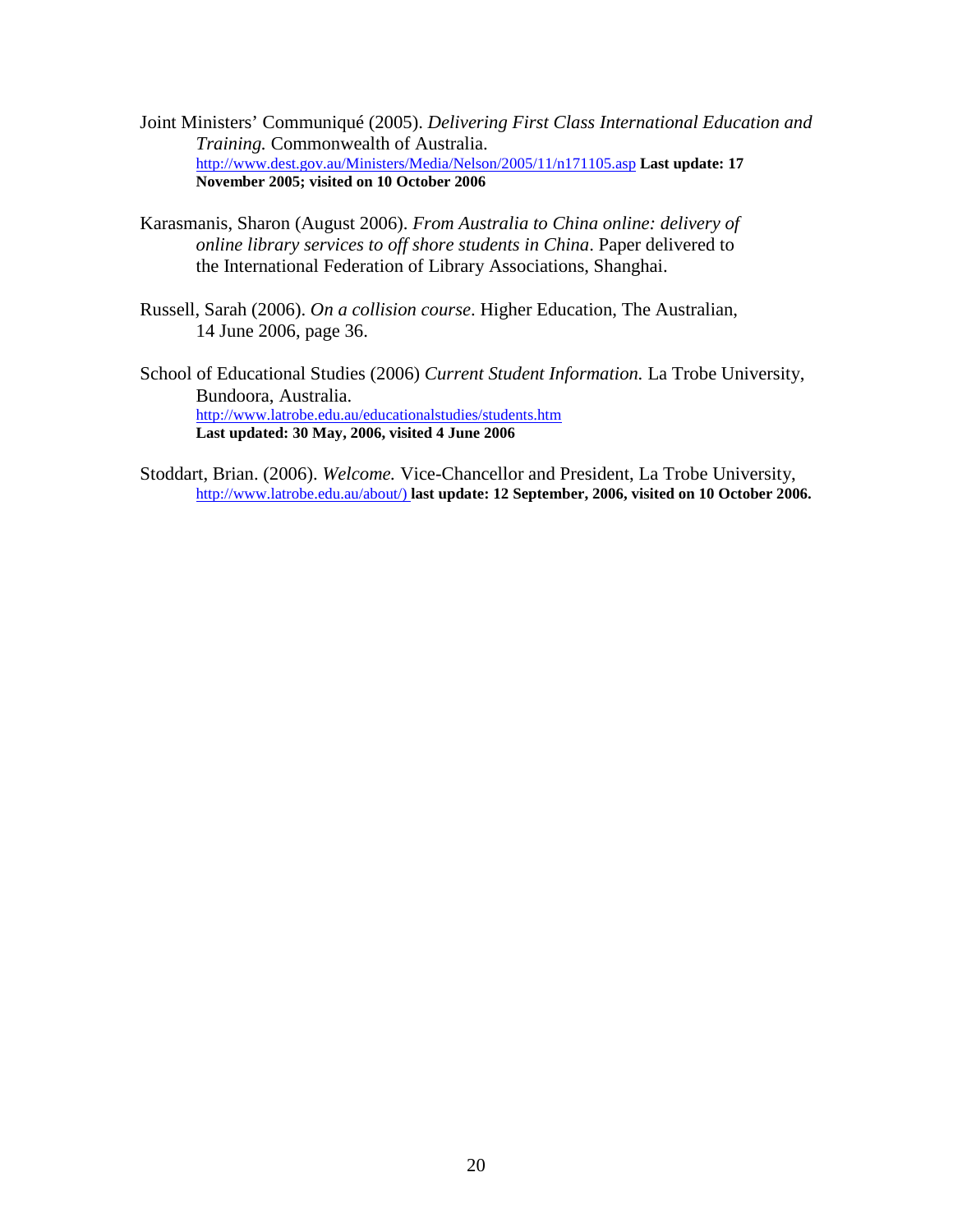Joint Ministers' Communiqué (2005). *Delivering First Class International Education and Training.* Commonwealth of Australia. http://www.dest.gov.au/Ministers/Media/Nelson/2005/11/n171105.asp **Last update: 17 November 2005; visited on 10 October 2006**

Karasmanis, Sharon (August 2006). *From Australia to China online: delivery of online library services to off shore students in China*. Paper delivered to the International Federation of Library Associations, Shanghai.

Russell, Sarah (2006). *On a collision course*. Higher Education, The Australian, 14 June 2006, page 36.

School of Educational Studies (2006) *Current Student Information.* La Trobe University, Bundoora, Australia. http://www.latrobe.edu.au/educationalstudies/students.htm **Last updated: 30 May, 2006, visited 4 June 2006**

Stoddart, Brian. (2006). *Welcome.* Vice-Chancellor and President, La Trobe University, http://www.latrobe.edu.au/about/) **last update: 12 September, 2006, visited on 10 October 2006.**